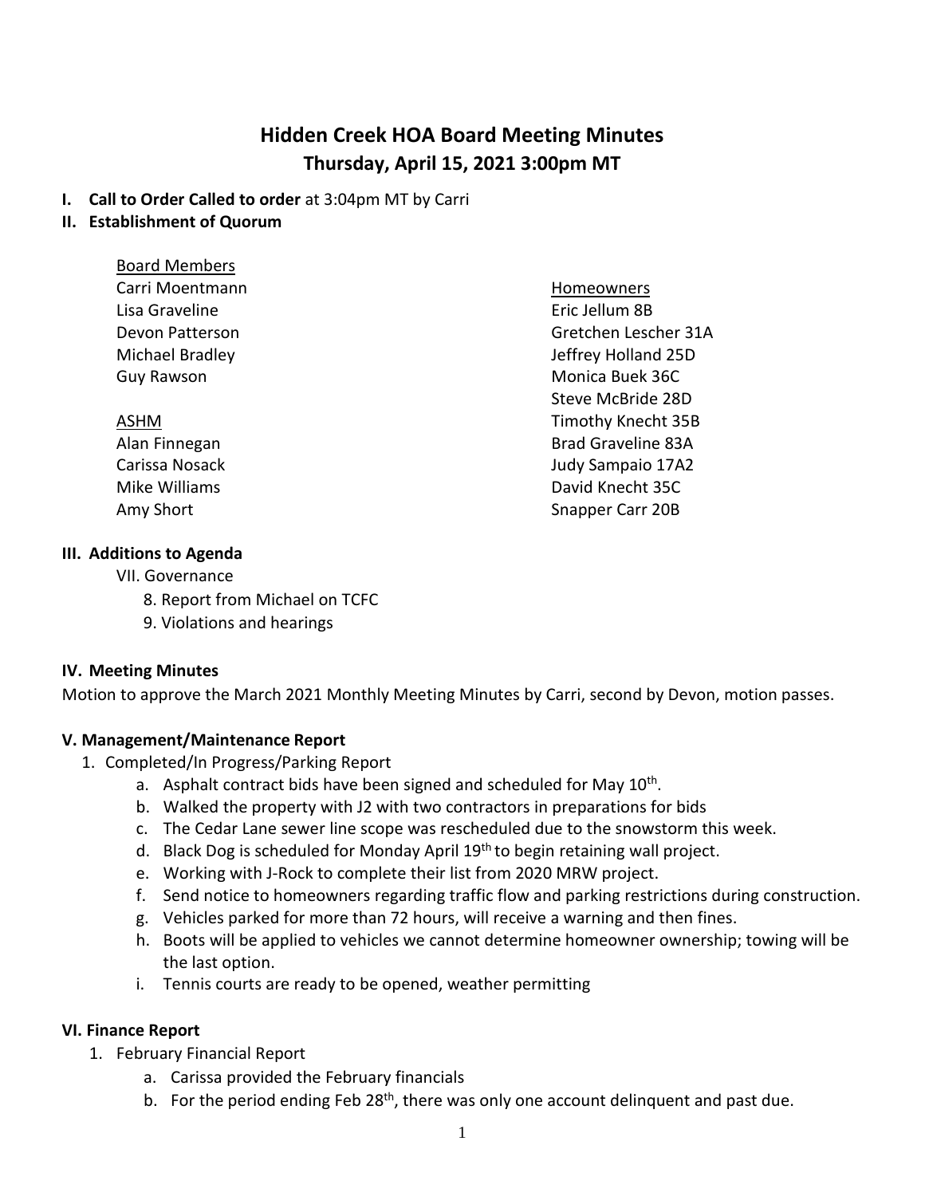# Hidden Creek HOA Board Meeting Minutes

## Thursday, April 15, 2021 3:00pm MT

**I. Call to Order Called to order** at 3:04pm MT by Carri

**II. Establishment of Quorum**

Board Members
- Carri Moentmann
- Lisa Graveline
- Devon Patterson
- Michael Bradley
- Guy Rawson

ASHM
- Alan Finnegan
- Carissa Nosack
- Mike Williams
- Amy Short

Homeowners
- Eric Jellum 8B
- Gretchen Lescher 31A
- Jeffrey Holland 25D
- Monica Buek 36C
- Steve McBride 28D
- Timothy Knecht 35B
- Brad Graveline 83A
- Judy Sampaio 17A2
- David Knecht 35C
- Snapper Carr 20B

### III. Additions to Agenda

VII. Governance

8. Report from Michael on TCFC
9. Violations and hearings

### IV. Meeting Minutes

Motion to approve the March 2021 Monthly Meeting Minutes by Carri, second by Devon, motion passes.

### V. Management/Maintenance Report

1. Completed/In Progress/Parking Report
   a. Asphalt contract bids have been signed and scheduled for May 10th.
   b. Walked the property with J2 with two contractors in preparations for bids
   c. The Cedar Lane sewer line scope was rescheduled due to the snowstorm this week.
   d. Black Dog is scheduled for Monday April 19th to begin retaining wall project.
   e. Working with J-Rock to complete their list from 2020 MRW project.
   f. Send notice to homeowners regarding traffic flow and parking restrictions during construction.
   g. Vehicles parked for more than 72 hours, will receive a warning and then fines.
   h. Boots will be applied to vehicles we cannot determine homeowner ownership; towing will be the last option.
   i. Tennis courts are ready to be opened, weather permitting

### VI. Finance Report

1. February Financial Report
   a. Carissa provided the February financials
   b. For the period ending Feb 28th, there was only one account delinquent and past due.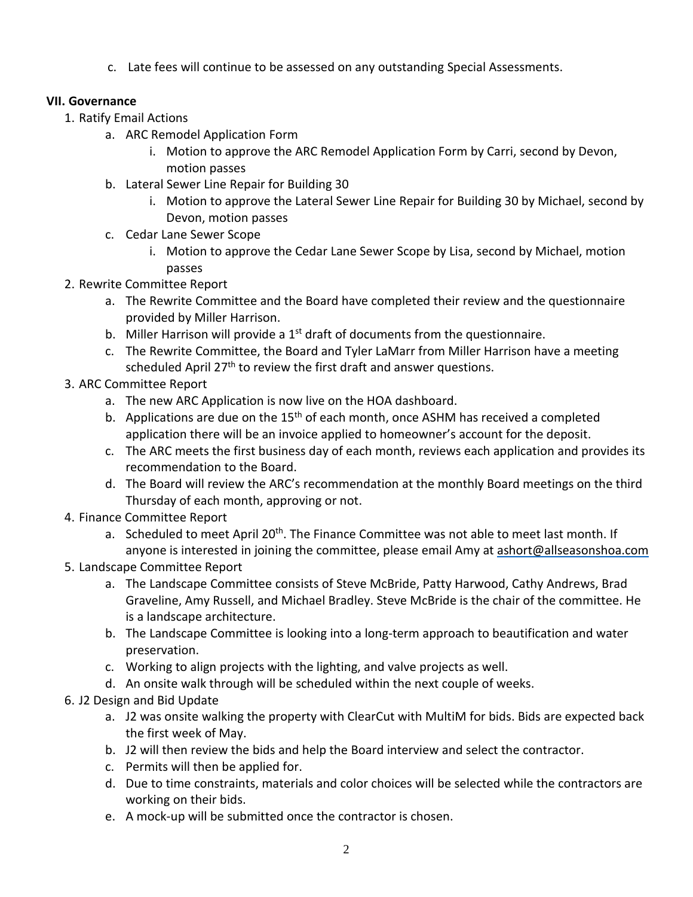c. Late fees will continue to be assessed on any outstanding Special Assessments.

**VII. Governance**

1. Ratify Email Actions
    a. ARC Remodel Application Form
        i. Motion to approve the ARC Remodel Application Form by Carri, second by Devon, motion passes
    b. Lateral Sewer Line Repair for Building 30
        i. Motion to approve the Lateral Sewer Line Repair for Building 30 by Michael, second by Devon, motion passes
    c. Cedar Lane Sewer Scope
        i. Motion to approve the Cedar Lane Sewer Scope by Lisa, second by Michael, motion passes
2. Rewrite Committee Report
    a. The Rewrite Committee and the Board have completed their review and the questionnaire provided by Miller Harrison.
    b. Miller Harrison will provide a 1st draft of documents from the questionnaire.
    c. The Rewrite Committee, the Board and Tyler LaMarr from Miller Harrison have a meeting scheduled April 27th to review the first draft and answer questions.
3. ARC Committee Report
    a. The new ARC Application is now live on the HOA dashboard.
    b. Applications are due on the 15th of each month, once ASHM has received a completed application there will be an invoice applied to homeowner's account for the deposit.
    c. The ARC meets the first business day of each month, reviews each application and provides its recommendation to the Board.
    d. The Board will review the ARC's recommendation at the monthly Board meetings on the third Thursday of each month, approving or not.
4. Finance Committee Report
    a. Scheduled to meet April 20th. The Finance Committee was not able to meet last month. If anyone is interested in joining the committee, please email Amy at ashort@allseasonshoa.com
5. Landscape Committee Report
    a. The Landscape Committee consists of Steve McBride, Patty Harwood, Cathy Andrews, Brad Graveline, Amy Russell, and Michael Bradley. Steve McBride is the chair of the committee. He is a landscape architecture.
    b. The Landscape Committee is looking into a long-term approach to beautification and water preservation.
    c. Working to align projects with the lighting, and valve projects as well.
    d. An onsite walk through will be scheduled within the next couple of weeks.
6. J2 Design and Bid Update
    a. J2 was onsite walking the property with ClearCut with MultiM for bids. Bids are expected back the first week of May.
    b. J2 will then review the bids and help the Board interview and select the contractor.
    c. Permits will then be applied for.
    d. Due to time constraints, materials and color choices will be selected while the contractors are working on their bids.
    e. A mock-up will be submitted once the contractor is chosen.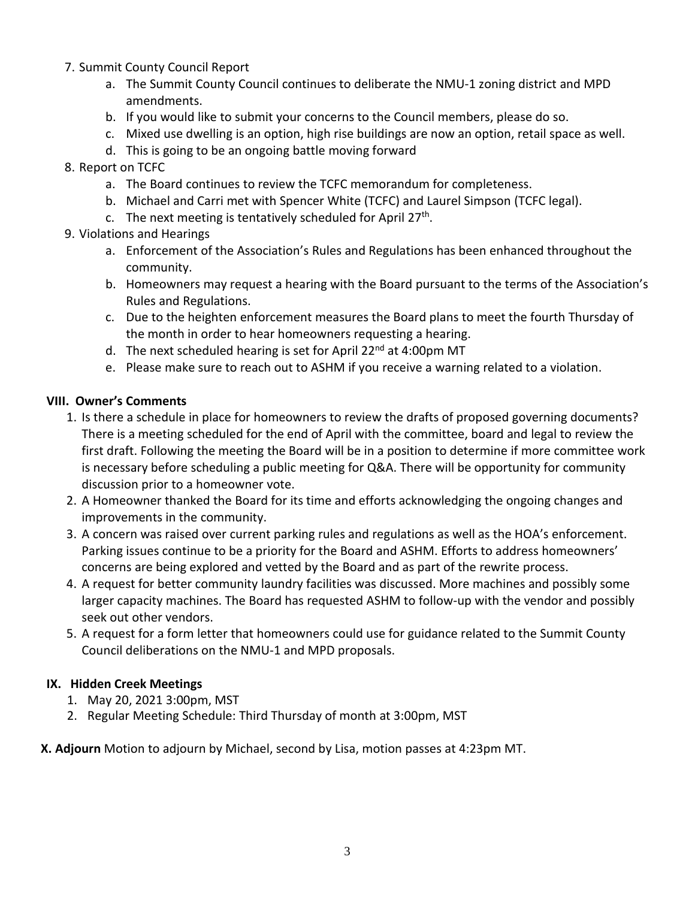7. Summit County Council Report
   a. The Summit County Council continues to deliberate the NMU-1 zoning district and MPD amendments.
   b. If you would like to submit your concerns to the Council members, please do so.
   c. Mixed use dwelling is an option, high rise buildings are now an option, retail space as well.
   d. This is going to be an ongoing battle moving forward
8. Report on TCFC
   a. The Board continues to review the TCFC memorandum for completeness.
   b. Michael and Carri met with Spencer White (TCFC) and Laurel Simpson (TCFC legal).
   c. The next meeting is tentatively scheduled for April 27th.
9. Violations and Hearings
   a. Enforcement of the Association's Rules and Regulations has been enhanced throughout the community.
   b. Homeowners may request a hearing with the Board pursuant to the terms of the Association's Rules and Regulations.
   c. Due to the heighten enforcement measures the Board plans to meet the fourth Thursday of the month in order to hear homeowners requesting a hearing.
   d. The next scheduled hearing is set for April 22nd at 4:00pm MT
   e. Please make sure to reach out to ASHM if you receive a warning related to a violation.

## VIII. Owner's Comments

1. Is there a schedule in place for homeowners to review the drafts of proposed governing documents? There is a meeting scheduled for the end of April with the committee, board and legal to review the first draft. Following the meeting the Board will be in a position to determine if more committee work is necessary before scheduling a public meeting for Q&A. There will be opportunity for community discussion prior to a homeowner vote.
2. A Homeowner thanked the Board for its time and efforts acknowledging the ongoing changes and improvements in the community.
3. A concern was raised over current parking rules and regulations as well as the HOA's enforcement. Parking issues continue to be a priority for the Board and ASHM. Efforts to address homeowners' concerns are being explored and vetted by the Board and as part of the rewrite process.
4. A request for better community laundry facilities was discussed. More machines and possibly some larger capacity machines. The Board has requested ASHM to follow-up with the vendor and possibly seek out other vendors.
5. A request for a form letter that homeowners could use for guidance related to the Summit County Council deliberations on the NMU-1 and MPD proposals.

## IX. Hidden Creek Meetings

1. May 20, 2021 3:00pm, MST
2. Regular Meeting Schedule: Third Thursday of month at 3:00pm, MST

**X. Adjourn** Motion to adjourn by Michael, second by Lisa, motion passes at 4:23pm MT.